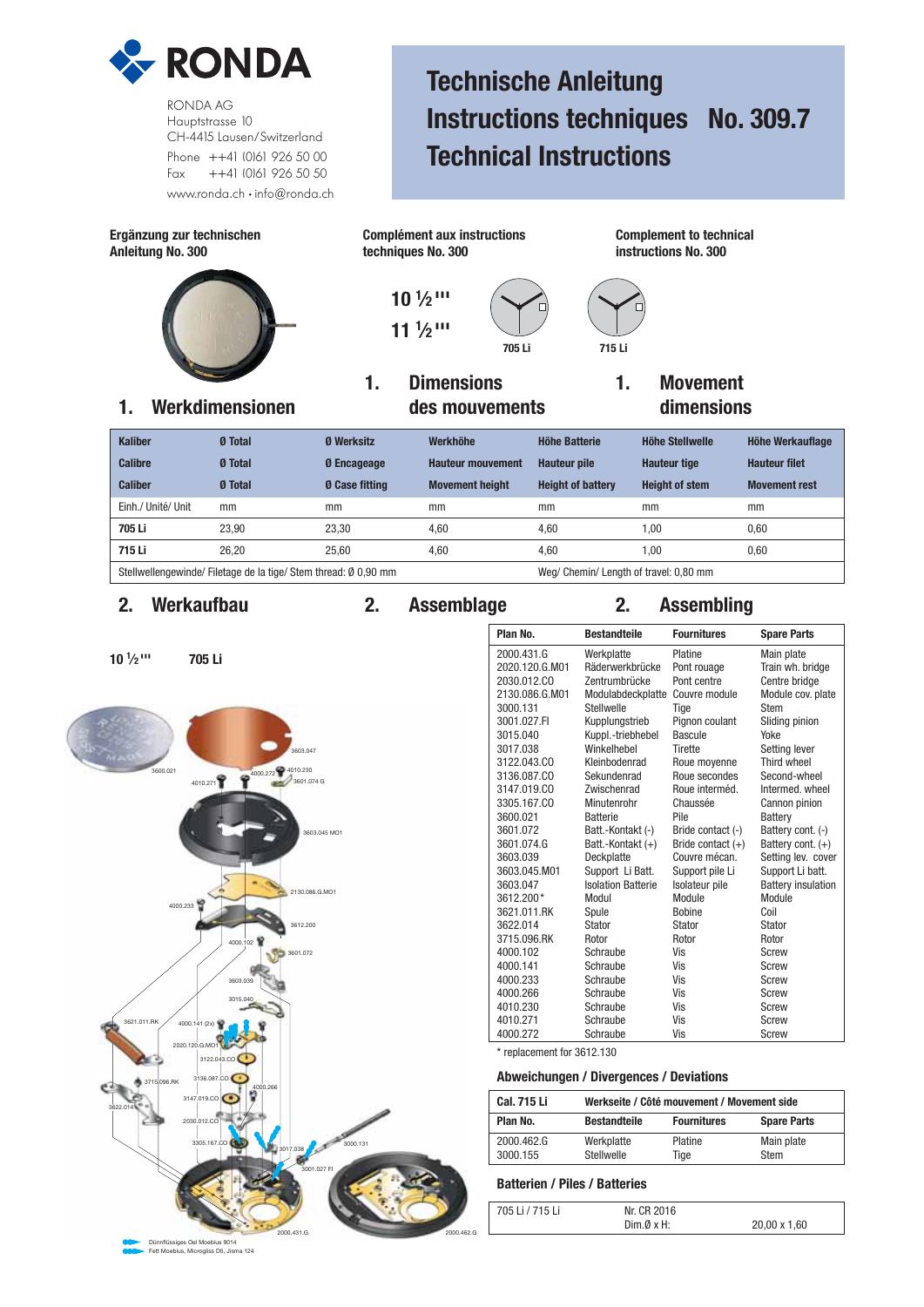# RONDA

RONDA AG
Hauptstrasse 10
CH-4415 Lausen/Switzerland
Phone ++41 (0)61 926 50 00
Fax ++41 (0)61 926 50 50
www.ronda.ch • info@ronda.ch

# Technische Anleitung
# Instructions techniques No. 309.7
# Technical Instructions

**Ergänzung zur technischen Anleitung No. 300**

**Complément aux instructions techniques No. 300**

**Complement to technical instructions No. 300**

10 ½'''
11 ½'''

705 Li

715 Li

## 1. Werkdimensionen

## 1. Dimensions des mouvements

## 1. Movement dimensions

| Kaliber | Ø Total | Ø Werksitz | Werkhöhe | Höhe Batterie | Höhe Stellwelle | Höhe Werkauflage |
|---|---|---|---|---|---|---|
| Calibre | Ø Total | Ø Encageage | Hauteur mouvement | Hauteur pile | Hauteur tige | Hauteur filet |
| Caliber | Ø Total | Ø Case fitting | Movement height | Height of battery | Height of stem | Movement rest |
| Einh./ Unité/ Unit | mm | mm | mm | mm | mm | mm |
| **705 Li** | 23,90 | 23,30 | 4,60 | 4,60 | 1,00 | 0,60 |
| **715 Li** | 26,20 | 25,60 | 4,60 | 4,60 | 1,00 | 0,60 |
| Stellwellengewinde/ Filetage de la tige/ Stem thread: Ø 0,90 mm | | | | Weg/ Chemin/ Length of travel: 0,80 mm | | |

## 2. Werkaufbau

## 2. Assemblage

## 2. Assembling

10 ½''' 705 Li

| Plan No. | Bestandteile | Fournitures | Spare Parts |
|---|---|---|---|
| 2000.431.G | Werkplatte | Platine | Main plate |
| 2020.120.G.M01 | Räderwerkbrücke | Pont rouage | Train wh. bridge |
| 2030.012.CO | Zentrumbrücke | Pont centre | Centre bridge |
| 2130.086.G.M01 | Modulabdeckplatte | Couvre module | Module cov. plate |
| 3000.131 | Stellwelle | Tige | Stem |
| 3001.027.FI | Kupplungstrieb | Pignon coulant | Sliding pinion |
| 3015.040 | Kuppl.-triebhebel | Bascule | Yoke |
| 3017.038 | Winkelhebel | Tirette | Setting lever |
| 3122.043.CO | Kleinbodenrad | Roue moyenne | Third wheel |
| 3136.087.CO | Sekundenrad | Roue secondes | Second-wheel |
| 3147.019.CO | Zwischenrad | Roue interméd. | Intermed. wheel |
| 3305.167.CO | Minutenrohr | Chaussée | Cannon pinion |
| 3600.021 | Batterie | Pile | Battery |
| 3601.072 | Batt.-Kontakt (-) | Bride contact (-) | Battery cont. (-) |
| 3601.074.G | Batt.-Kontakt (+) | Bride contact (+) | Battery cont. (+) |
| 3603.039 | Deckplatte | Couvre mécan. | Setting lev. cover |
| 3603.045.M01 | Support Li Batt. | Support pile Li | Support Li batt. |
| 3603.047 | Isolation Batterie | Isolateur pile | Battery insulation |
| 3612.200* | Modul | Module | Module |
| 3621.011.RK | Spule | Bobine | Coil |
| 3622.014 | Stator | Stator | Stator |
| 3715.096.RK | Rotor | Rotor | Rotor |
| 4000.102 | Schraube | Vis | Screw |
| 4000.141 | Schraube | Vis | Screw |
| 4000.233 | Schraube | Vis | Screw |
| 4000.266 | Schraube | Vis | Screw |
| 4010.230 | Schraube | Vis | Screw |
| 4010.271 | Schraube | Vis | Screw |
| 4000.272 | Schraube | Vis | Screw |

\* replacement for 3612.130

Dünnflüssiges Oel Moebius 9014
Fett Moebius, Microgliss D5, Jisma 124

### Abweichungen / Divergences / Deviations

| Cal. 715 Li | Werkseite / Côté mouvement / Movement side | | |
|---|---|---|---|
| Plan No. | Bestandteile | Fournitures | Spare Parts |
| 2000.462.G | Werkplatte | Platine | Main plate |
| 3000.155 | Stellwelle | Tige | Stem |

### Batterien / Piles / Batteries

| 705 Li / 715 Li | Nr. CR 2016 | |
|---|---|---|
| | Dim.Ø x H: | 20,00 x 1,60 |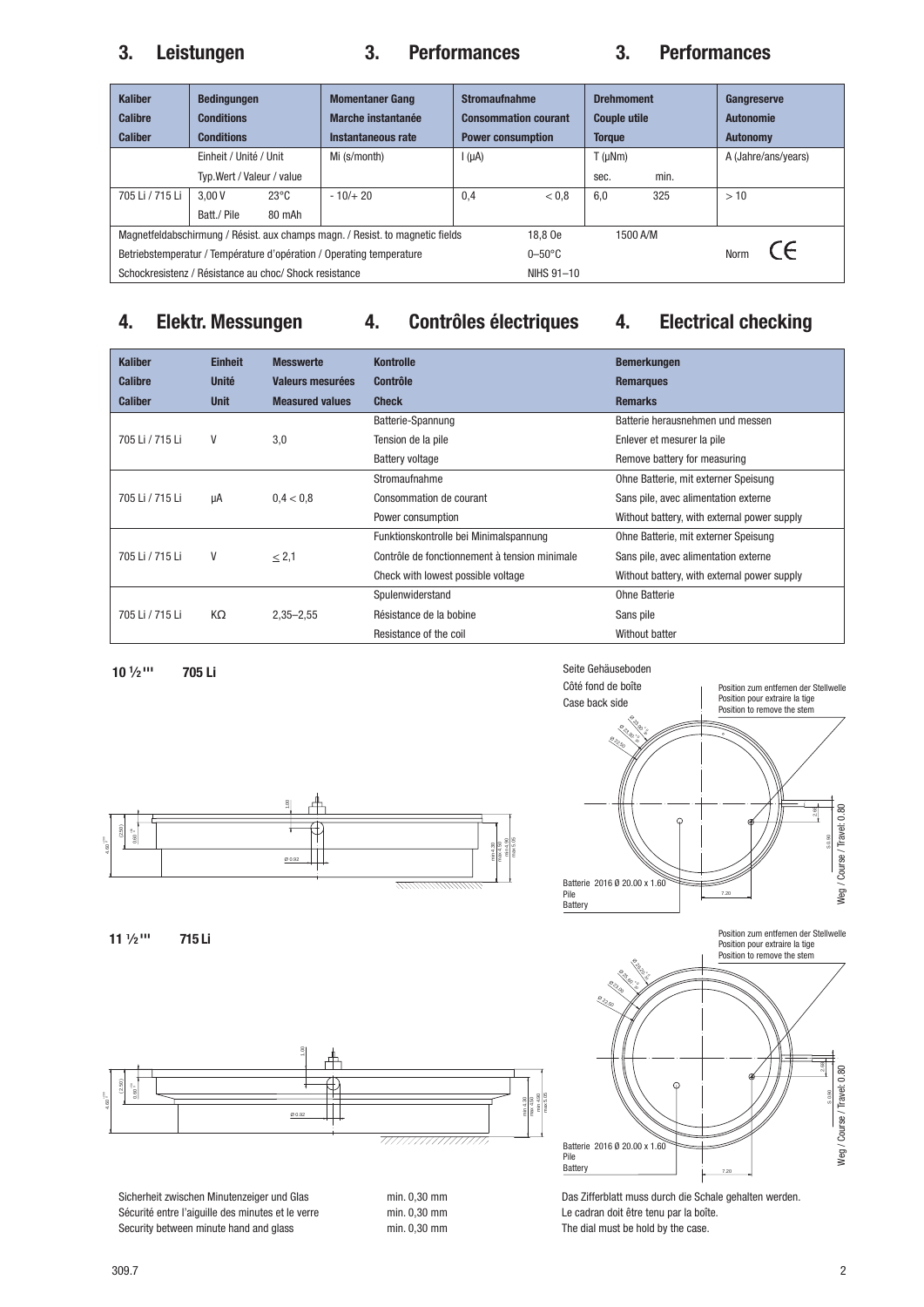## 3. Leistungen &nbsp;&nbsp;&nbsp; 3. Performances &nbsp;&nbsp;&nbsp; 3. Performances

| Kaliber<br>Calibre<br>Caliber | Bedingungen<br>Conditions<br>Conditions | | Momentaner Gang<br>Marche instantanée<br>Instantaneous rate | Stromaufnahme<br>Consommation courant<br>Power consumption | | Drehmoment<br>Couple utile<br>Torque | | Gangreserve<br>Autonomie<br>Autonomy |
|---|---|---|---|---|---|---|---|---|
| | Einheit / Unité / Unit<br>Typ.Wert / Valeur / value | | Mi (s/month) | I (µA) | | T (µNm)<br>sec. | min. | A (Jahre/ans/years) |
| 705 Li / 715 Li | 3,00 V<br>Batt./ Pile | 23°C<br>80 mAh | - 10/+ 20 | 0,4 | < 0,8 | 6,0 | 325 | > 10 |
| Magnetfeldabschirmung / Résist. aux champs magn. / Resist. to magnetic fields | | | | | 18,8 Oe | 1500 A/M | | |
| Betriebstemperatur / Température d'opération / Operating temperature | | | | | 0–50°C | | | Norm CE |
| Schockresistenz / Résistance au choc/ Shock resistance | | | | | NIHS 91–10 | | | |

## 4. Elektr. Messungen &nbsp;&nbsp;&nbsp; 4. Contrôles électriques &nbsp;&nbsp;&nbsp; 4. Electrical checking

| Kaliber<br>Calibre<br>Caliber | Einheit<br>Unité<br>Unit | Messwerte<br>Valeurs mesurées<br>Measured values | Kontrolle<br>Contrôle<br>Check | Bemerkungen<br>Remarques<br>Remarks |
|---|---|---|---|---|
| 705 Li / 715 Li | V | 3,0 | Batterie-Spannung<br>Tension de la pile<br>Battery voltage | Batterie herausnehmen und messen<br>Enlever et mesurer la pile<br>Remove battery for measuring |
| 705 Li / 715 Li | µA | 0,4 < 0,8 | Stromaufnahme<br>Consommation de courant<br>Power consumption | Ohne Batterie, mit externer Speisung<br>Sans pile, avec alimentation externe<br>Without battery, with external power supply |
| 705 Li / 715 Li | V | ≤ 2,1 | Funktionskontrolle bei Minimalspannung<br>Contrôle de fonctionnement à tension minimale<br>Check with lowest possible voltage | Ohne Batterie, mit externer Speisung<br>Sans pile, avec alimentation externe<br>Without battery, with external power supply |
| 705 Li / 715 Li | KΩ | 2,35–2,55 | Spulenwiderstand<br>Résistance de la bobine<br>Resistance of the coil | Ohne Batterie<br>Sans pile<br>Without batter |

**10 ½''' &nbsp;&nbsp; 705 Li**

Seite Gehäuseboden
Côté fond de boîte
Case back side

Position zum entfernen der Stellwelle
Position pour extraire la tige
Position to remove the stem

Batterie 2016 Ø 20.00 x 1.60
Pile
Battery

Weg / Course / Travel: 0.80

**11 ½''' &nbsp;&nbsp; 715 Li**

Position zum entfernen der Stellwelle
Position pour extraire la tige
Position to remove the stem

Batterie 2016 Ø 20.00 x 1.60
Pile
Battery

Weg / Course / Travel: 0.80

Sicherheit zwischen Minutenzeiger und Glas min. 0,30 mm
Sécurité entre l'aiguille des minutes et le verre min. 0,30 mm
Security between minute hand and glass min. 0,30 mm

Das Zifferblatt muss durch die Schale gehalten werden.
Le cadran doit être tenu par la boîte.
The dial must be hold by the case.

309.7